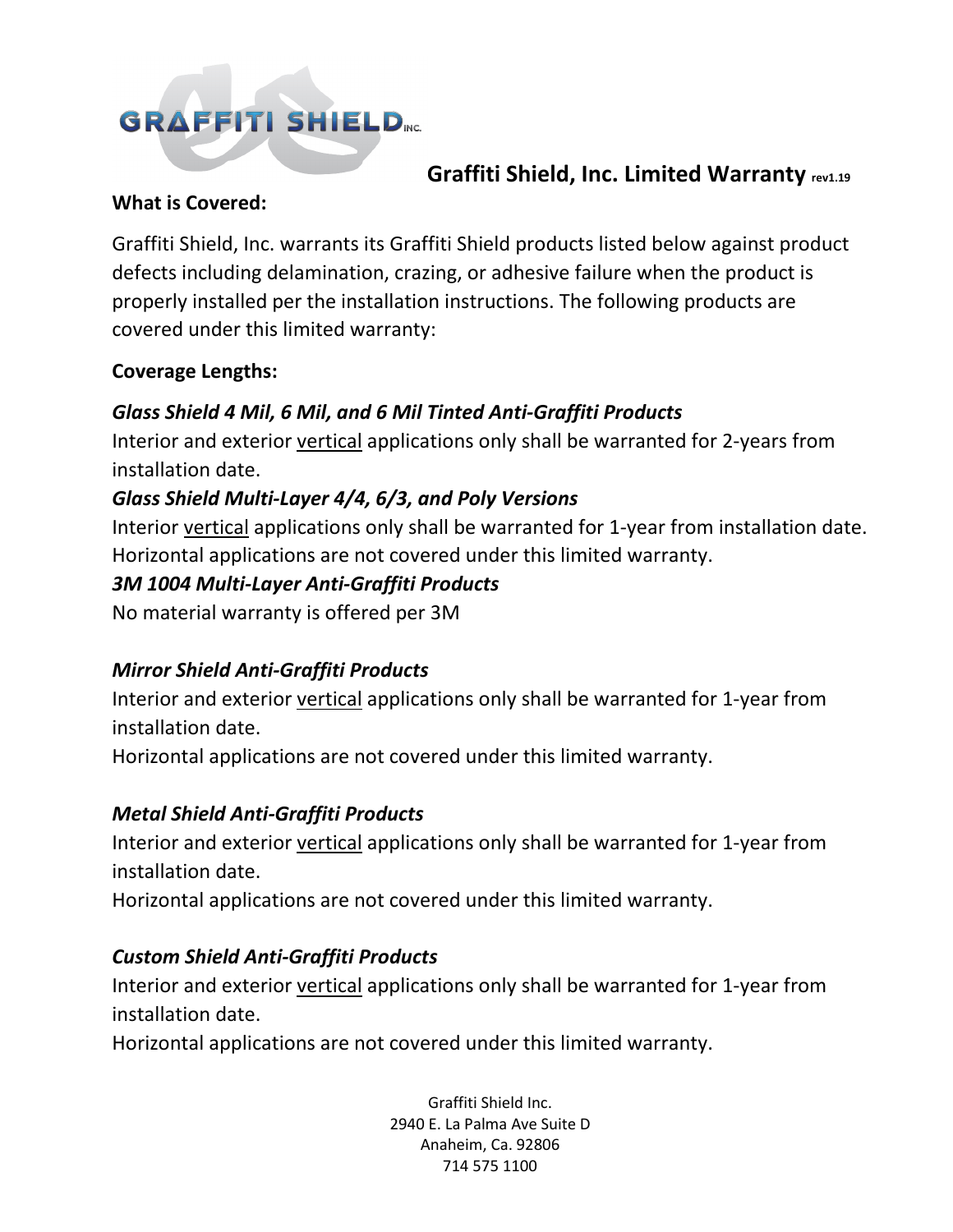# Graffiti Shield, Inc. Limited Warranty rev1.19

**What is Covered:**

Graffiti Shield, Inc. warrants its Graffiti Shield products listed below against product defects including delamination, crazing, or adhesive failure when the product is properly installed per the installation instructions. The following products are covered under this limited warranty:

**Coverage Lengths:**

***Glass Shield 4 Mil, 6 Mil, and 6 Mil Tinted Anti-Graffiti Products***

Interior and exterior vertical applications only shall be warranted for 2-years from installation date.

***Glass Shield Multi-Layer 4/4, 6/3, and Poly Versions***

Interior vertical applications only shall be warranted for 1-year from installation date. Horizontal applications are not covered under this limited warranty.

***3M 1004 Multi-Layer Anti-Graffiti Products***

No material warranty is offered per 3M

***Mirror Shield Anti-Graffiti Products***

Interior and exterior vertical applications only shall be warranted for 1-year from installation date.

Horizontal applications are not covered under this limited warranty.

***Metal Shield Anti-Graffiti Products***

Interior and exterior vertical applications only shall be warranted for 1-year from installation date.

Horizontal applications are not covered under this limited warranty.

***Custom Shield Anti-Graffiti Products***

Interior and exterior vertical applications only shall be warranted for 1-year from installation date.

Horizontal applications are not covered under this limited warranty.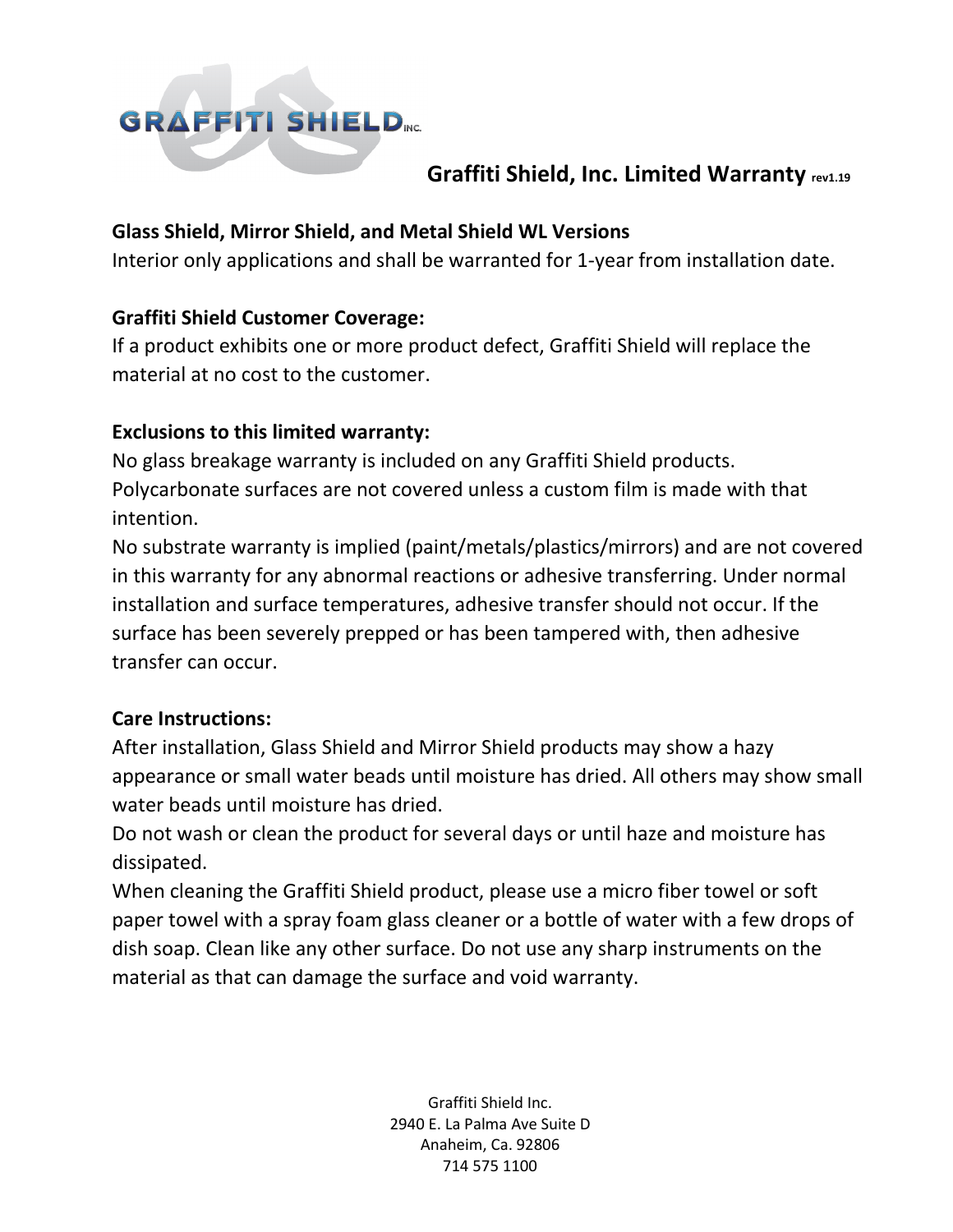# Graffiti Shield, Inc. Limited Warranty rev1.19

**Glass Shield, Mirror Shield, and Metal Shield WL Versions**

Interior only applications and shall be warranted for 1-year from installation date.

**Graffiti Shield Customer Coverage:**

If a product exhibits one or more product defect, Graffiti Shield will replace the material at no cost to the customer.

**Exclusions to this limited warranty:**

No glass breakage warranty is included on any Graffiti Shield products.
Polycarbonate surfaces are not covered unless a custom film is made with that intention.
No substrate warranty is implied (paint/metals/plastics/mirrors) and are not covered in this warranty for any abnormal reactions or adhesive transferring. Under normal installation and surface temperatures, adhesive transfer should not occur. If the surface has been severely prepped or has been tampered with, then adhesive transfer can occur.

**Care Instructions:**

After installation, Glass Shield and Mirror Shield products may show a hazy appearance or small water beads until moisture has dried. All others may show small water beads until moisture has dried.
Do not wash or clean the product for several days or until haze and moisture has dissipated.
When cleaning the Graffiti Shield product, please use a micro fiber towel or soft paper towel with a spray foam glass cleaner or a bottle of water with a few drops of dish soap. Clean like any other surface. Do not use any sharp instruments on the material as that can damage the surface and void warranty.

Graffiti Shield Inc.
2940 E. La Palma Ave Suite D
Anaheim, Ca. 92806
714 575 1100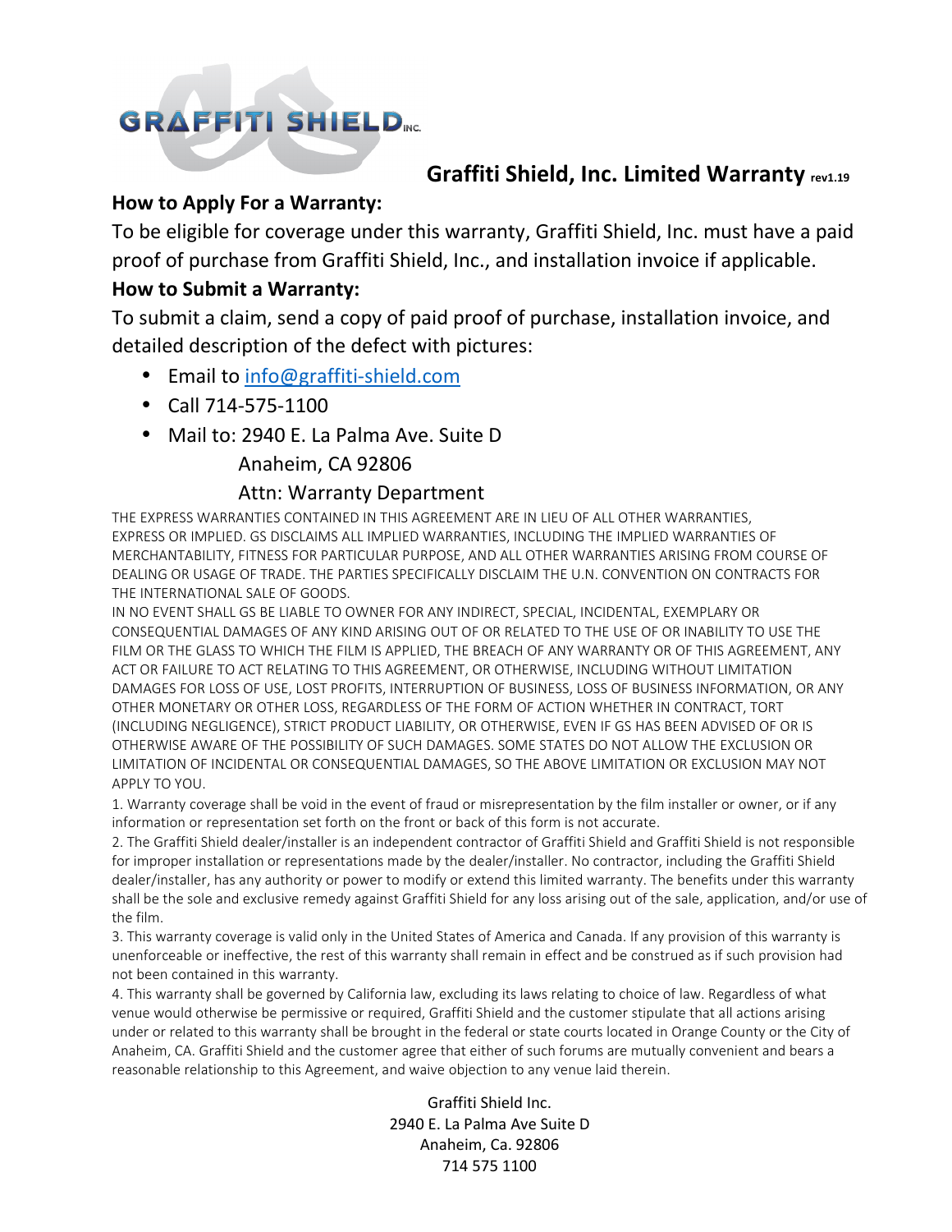GRAFFITI SHIELD INC.

# Graffiti Shield, Inc. Limited Warranty rev1.19

**How to Apply For a Warranty:**

To be eligible for coverage under this warranty, Graffiti Shield, Inc. must have a paid proof of purchase from Graffiti Shield, Inc., and installation invoice if applicable.

**How to Submit a Warranty:**

To submit a claim, send a copy of paid proof of purchase, installation invoice, and detailed description of the defect with pictures:

- Email to info@graffiti-shield.com
- Call 714-575-1100
- Mail to: 2940 E. La Palma Ave. Suite D
  Anaheim, CA 92806
  Attn: Warranty Department

THE EXPRESS WARRANTIES CONTAINED IN THIS AGREEMENT ARE IN LIEU OF ALL OTHER WARRANTIES, EXPRESS OR IMPLIED. GS DISCLAIMS ALL IMPLIED WARRANTIES, INCLUDING THE IMPLIED WARRANTIES OF MERCHANTABILITY, FITNESS FOR PARTICULAR PURPOSE, AND ALL OTHER WARRANTIES ARISING FROM COURSE OF DEALING OR USAGE OF TRADE. THE PARTIES SPECIFICALLY DISCLAIM THE U.N. CONVENTION ON CONTRACTS FOR THE INTERNATIONAL SALE OF GOODS.

IN NO EVENT SHALL GS BE LIABLE TO OWNER FOR ANY INDIRECT, SPECIAL, INCIDENTAL, EXEMPLARY OR CONSEQUENTIAL DAMAGES OF ANY KIND ARISING OUT OF OR RELATED TO THE USE OF OR INABILITY TO USE THE FILM OR THE GLASS TO WHICH THE FILM IS APPLIED, THE BREACH OF ANY WARRANTY OR OF THIS AGREEMENT, ANY ACT OR FAILURE TO ACT RELATING TO THIS AGREEMENT, OR OTHERWISE, INCLUDING WITHOUT LIMITATION DAMAGES FOR LOSS OF USE, LOST PROFITS, INTERRUPTION OF BUSINESS, LOSS OF BUSINESS INFORMATION, OR ANY OTHER MONETARY OR OTHER LOSS, REGARDLESS OF THE FORM OF ACTION WHETHER IN CONTRACT, TORT (INCLUDING NEGLIGENCE), STRICT PRODUCT LIABILITY, OR OTHERWISE, EVEN IF GS HAS BEEN ADVISED OF OR IS OTHERWISE AWARE OF THE POSSIBILITY OF SUCH DAMAGES. SOME STATES DO NOT ALLOW THE EXCLUSION OR LIMITATION OF INCIDENTAL OR CONSEQUENTIAL DAMAGES, SO THE ABOVE LIMITATION OR EXCLUSION MAY NOT APPLY TO YOU.

1. Warranty coverage shall be void in the event of fraud or misrepresentation by the film installer or owner, or if any information or representation set forth on the front or back of this form is not accurate.
2. The Graffiti Shield dealer/installer is an independent contractor of Graffiti Shield and Graffiti Shield is not responsible for improper installation or representations made by the dealer/installer. No contractor, including the Graffiti Shield dealer/installer, has any authority or power to modify or extend this limited warranty. The benefits under this warranty shall be the sole and exclusive remedy against Graffiti Shield for any loss arising out of the sale, application, and/or use of the film.
3. This warranty coverage is valid only in the United States of America and Canada. If any provision of this warranty is unenforceable or ineffective, the rest of this warranty shall remain in effect and be construed as if such provision had not been contained in this warranty.
4. This warranty shall be governed by California law, excluding its laws relating to choice of law. Regardless of what venue would otherwise be permissive or required, Graffiti Shield and the customer stipulate that all actions arising under or related to this warranty shall be brought in the federal or state courts located in Orange County or the City of Anaheim, CA. Graffiti Shield and the customer agree that either of such forums are mutually convenient and bears a reasonable relationship to this Agreement, and waive objection to any venue laid therein.

Graffiti Shield Inc.
2940 E. La Palma Ave Suite D
Anaheim, Ca. 92806
714 575 1100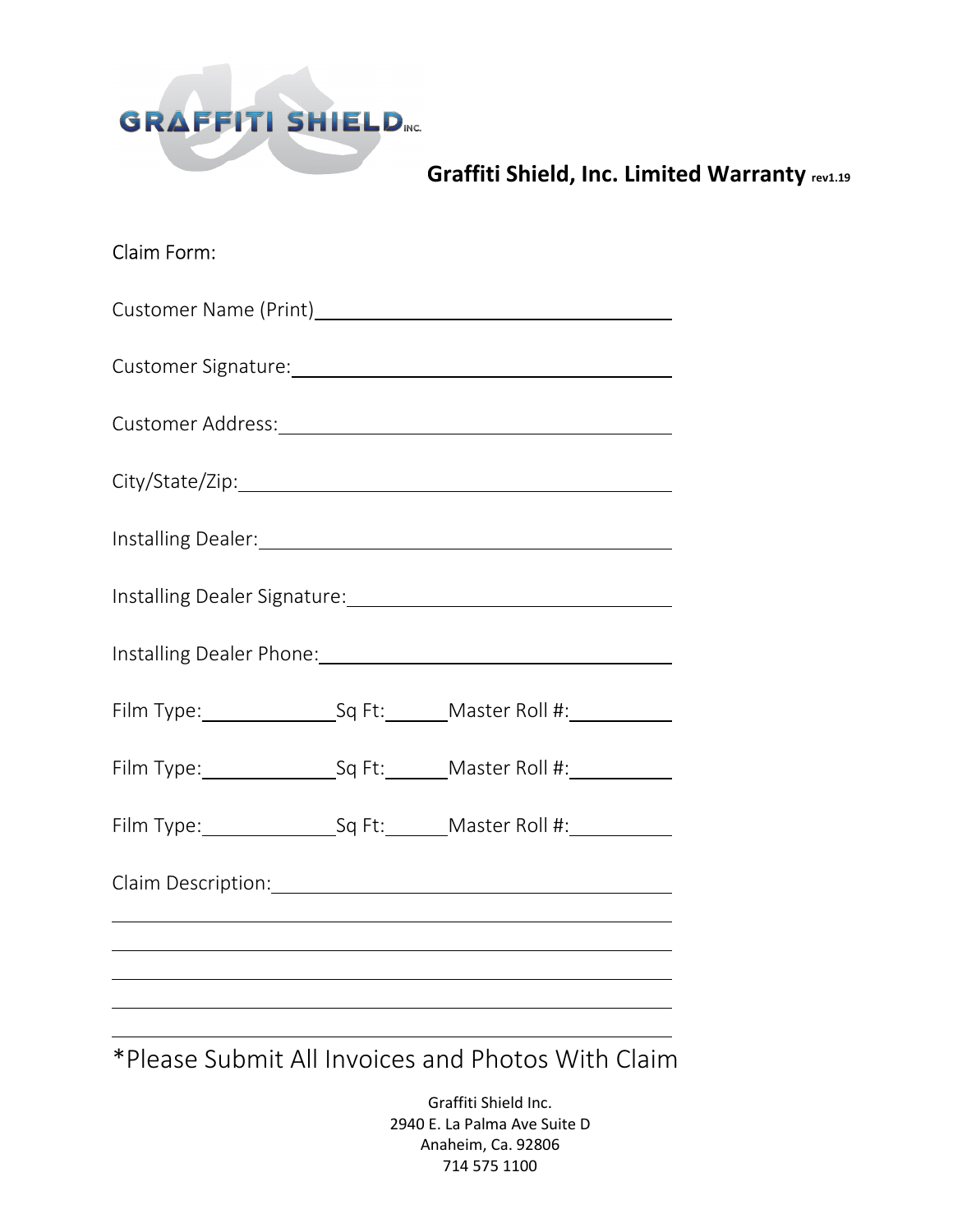GRAFFITI SHIELD INC.

# Graffiti Shield, Inc. Limited Warranty rev1.19

Claim Form:

Customer Name (Print) ______________________________

Customer Signature: ______________________________

Customer Address: ______________________________

City/State/Zip: ______________________________

Installing Dealer: ______________________________

Installing Dealer Signature: ______________________________

Installing Dealer Phone: ______________________________

Film Type: ______________ Sq Ft: ______ Master Roll #: __________

Film Type: ______________ Sq Ft: ______ Master Roll #: __________

Film Type: ______________ Sq Ft: ______ Master Roll #: __________

Claim Description: ______________________________

______________________________________________

______________________________________________

______________________________________________

______________________________________________

______________________________________________

*Please Submit All Invoices and Photos With Claim

Graffiti Shield Inc.
2940 E. La Palma Ave Suite D
Anaheim, Ca. 92806
714 575 1100